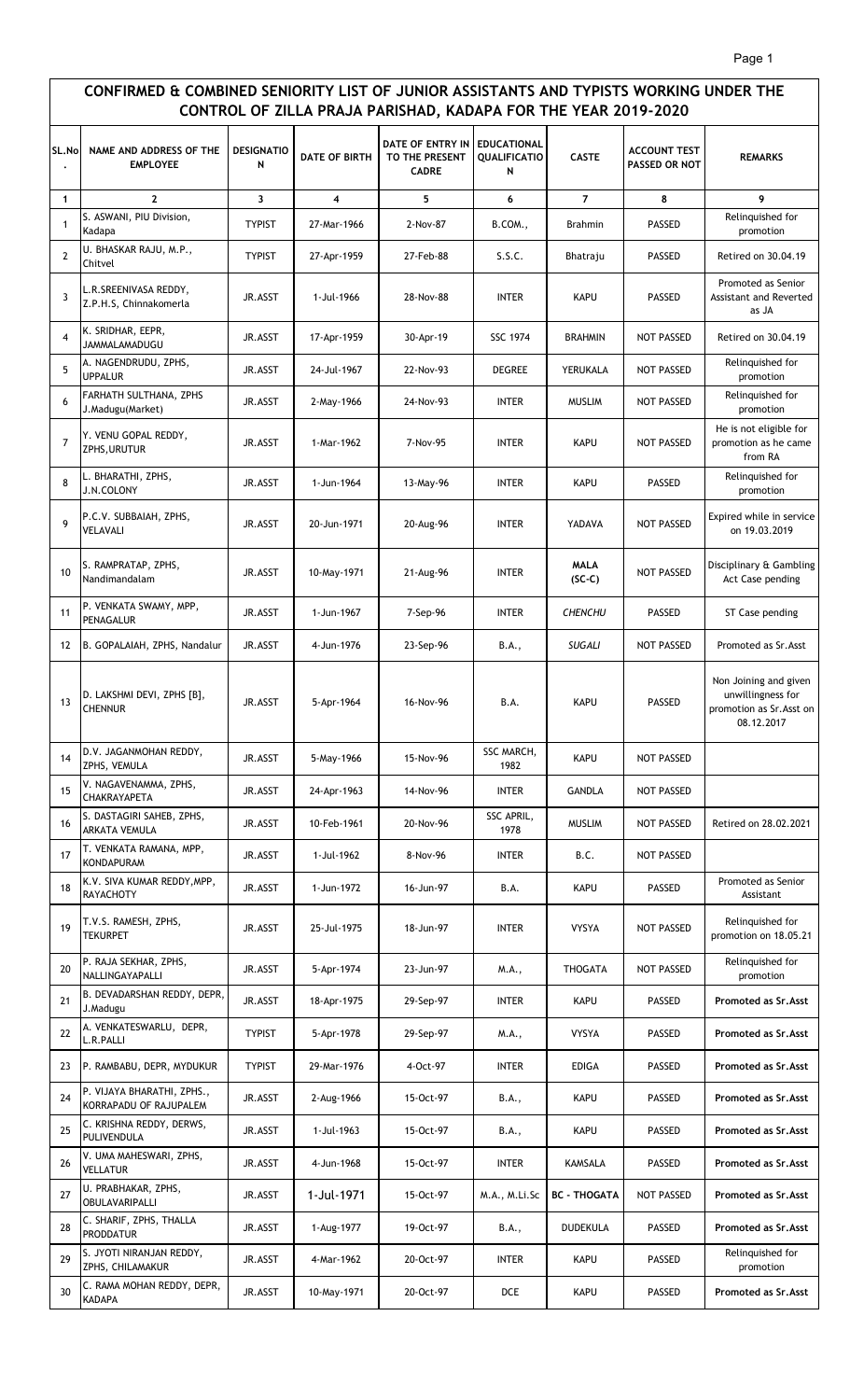# CONFIRMED & COMBINED SENIORITY LIST OF JUNIOR ASSISTANTS AND TYPISTS WORKING UNDER THE CONTROL OF ZILLA PRAJA PARISHAD, KADAPA FOR THE YEAR 2019-2020

| SL.No. | NAME AND ADDRESS OF THE EMPLOYEE | DESIGNATION | DATE OF BIRTH | DATE OF ENTRY IN TO THE PRESENT CADRE | EDUCATIONAL QUALIFICATION | CASTE | ACCOUNT TEST PASSED OR NOT | REMARKS |
|---|---|---|---|---|---|---|---|---|
| 1 | 2 | 3 | 4 | 5 | 6 | 7 | 8 | 9 |
| 1 | S. ASWANI, PIU Division, Kadapa | TYPIST | 27-Mar-1966 | 2-Nov-87 | B.COM., | Brahmin | PASSED | Relinquished for promotion |
| 2 | U. BHASKAR RAJU, M.P., Chitvel | TYPIST | 27-Apr-1959 | 27-Feb-88 | S.S.C. | Bhatraju | PASSED | Retired on 30.04.19 |
| 3 | L.R.SREENIVASA REDDY, Z.P.H.S, Chinnakomerla | JR.ASST | 1-Jul-1966 | 28-Nov-88 | INTER | KAPU | PASSED | Promoted as Senior Assistant and Reverted as JA |
| 4 | K. SRIDHAR, EEPR, JAMMALAMADUGU | JR.ASST | 17-Apr-1959 | 30-Apr-19 | SSC 1974 | BRAHMIN | NOT PASSED | Retired on 30.04.19 |
| 5 | A. NAGENDRUDU, ZPHS, UPPALUR | JR.ASST | 24-Jul-1967 | 22-Nov-93 | DEGREE | YERUKALA | NOT PASSED | Relinquished for promotion |
| 6 | FARHATH SULTHANA, ZPHS J.Madugu(Market) | JR.ASST | 2-May-1966 | 24-Nov-93 | INTER | MUSLIM | NOT PASSED | Relinquished for promotion |
| 7 | Y. VENU GOPAL REDDY, ZPHS,URUTUR | JR.ASST | 1-Mar-1962 | 7-Nov-95 | INTER | KAPU | NOT PASSED | He is not eligible for promotion as he came from RA |
| 8 | L. BHARATHI, ZPHS, J.N.COLONY | JR.ASST | 1-Jun-1964 | 13-May-96 | INTER | KAPU | PASSED | Relinquished for promotion |
| 9 | P.C.V. SUBBAIAH, ZPHS, VELAVALI | JR.ASST | 20-Jun-1971 | 20-Aug-96 | INTER | YADAVA | NOT PASSED | Expired while in service on 19.03.2019 |
| 10 | S. RAMPRATAP, ZPHS, Nandimandalam | JR.ASST | 10-May-1971 | 21-Aug-96 | INTER | **MALA (SC-C)** | NOT PASSED | Disciplinary & Gambling Act Case pending |
| 11 | P. VENKATA SWAMY, MPP, PENAGALUR | JR.ASST | 1-Jun-1967 | 7-Sep-96 | INTER | *CHENCHU* | PASSED | ST Case pending |
| 12 | B. GOPALAIAH, ZPHS, Nandalur | JR.ASST | 4-Jun-1976 | 23-Sep-96 | B.A., | *SUGALI* | NOT PASSED | Promoted as Sr.Asst |
| 13 | D. LAKSHMI DEVI, ZPHS [B], CHENNUR | JR.ASST | 5-Apr-1964 | 16-Nov-96 | B.A. | KAPU | PASSED | Non Joining and given unwillingness for promotion as Sr.Asst on 08.12.2017 |
| 14 | D.V. JAGANMOHAN REDDY, ZPHS, VEMULA | JR.ASST | 5-May-1966 | 15-Nov-96 | SSC MARCH, 1982 | KAPU | NOT PASSED | |
| 15 | V. NAGAVENAMMA, ZPHS, CHAKRAYAPETA | JR.ASST | 24-Apr-1963 | 14-Nov-96 | INTER | GANDLA | NOT PASSED | |
| 16 | S. DASTAGIRI SAHEB, ZPHS, ARKATA VEMULA | JR.ASST | 10-Feb-1961 | 20-Nov-96 | SSC APRIL, 1978 | MUSLIM | NOT PASSED | Retired on 28.02.2021 |
| 17 | T. VENKATA RAMANA, MPP, KONDAPURAM | JR.ASST | 1-Jul-1962 | 8-Nov-96 | INTER | B.C. | NOT PASSED | |
| 18 | K.V. SIVA KUMAR REDDY,MPP, RAYACHOTY | JR.ASST | 1-Jun-1972 | 16-Jun-97 | B.A. | KAPU | PASSED | Promoted as Senior Assistant |
| 19 | T.V.S. RAMESH, ZPHS, TEKURPET | JR.ASST | 25-Jul-1975 | 18-Jun-97 | INTER | VYSYA | NOT PASSED | Relinquished for promotion on 18.05.21 |
| 20 | P. RAJA SEKHAR, ZPHS, NALLINGAYAPALLI | JR.ASST | 5-Apr-1974 | 23-Jun-97 | M.A., | THOGATA | NOT PASSED | Relinquished for promotion |
| 21 | B. DEVADARSHAN REDDY, DEPR, J.Madugu | JR.ASST | 18-Apr-1975 | 29-Sep-97 | INTER | KAPU | PASSED | **Promoted as Sr.Asst** |
| 22 | A. VENKATESWARLU, DEPR, L.R.PALLI | TYPIST | 5-Apr-1978 | 29-Sep-97 | M.A., | VYSYA | PASSED | **Promoted as Sr.Asst** |
| 23 | P. RAMBABU, DEPR, MYDUKUR | TYPIST | 29-Mar-1976 | 4-Oct-97 | INTER | EDIGA | PASSED | **Promoted as Sr.Asst** |
| 24 | P. VIJAYA BHARATHI, ZPHS., KORRAPADU OF RAJUPALEM | JR.ASST | 2-Aug-1966 | 15-Oct-97 | B.A., | KAPU | PASSED | **Promoted as Sr.Asst** |
| 25 | C. KRISHNA REDDY, DERWS, PULIVENDULA | JR.ASST | 1-Jul-1963 | 15-Oct-97 | B.A., | KAPU | PASSED | **Promoted as Sr.Asst** |
| 26 | V. UMA MAHESWARI, ZPHS, VELLATUR | JR.ASST | 4-Jun-1968 | 15-Oct-97 | INTER | KAMSALA | PASSED | **Promoted as Sr.Asst** |
| 27 | U. PRABHAKAR, ZPHS, OBULAVARIPALLI | JR.ASST | 1-Jul-1971 | 15-Oct-97 | M.A., M.Li.Sc | **BC - THOGATA** | NOT PASSED | **Promoted as Sr.Asst** |
| 28 | C. SHARIF, ZPHS, THALLA PRODDATUR | JR.ASST | 1-Aug-1977 | 19-Oct-97 | B.A., | DUDEKULA | PASSED | **Promoted as Sr.Asst** |
| 29 | S. JYOTI NIRANJAN REDDY, ZPHS, CHILAMAKUR | JR.ASST | 4-Mar-1962 | 20-Oct-97 | INTER | KAPU | PASSED | Relinquished for promotion |
| 30 | C. RAMA MOHAN REDDY, DEPR, KADAPA | JR.ASST | 10-May-1971 | 20-Oct-97 | DCE | KAPU | PASSED | **Promoted as Sr.Asst** |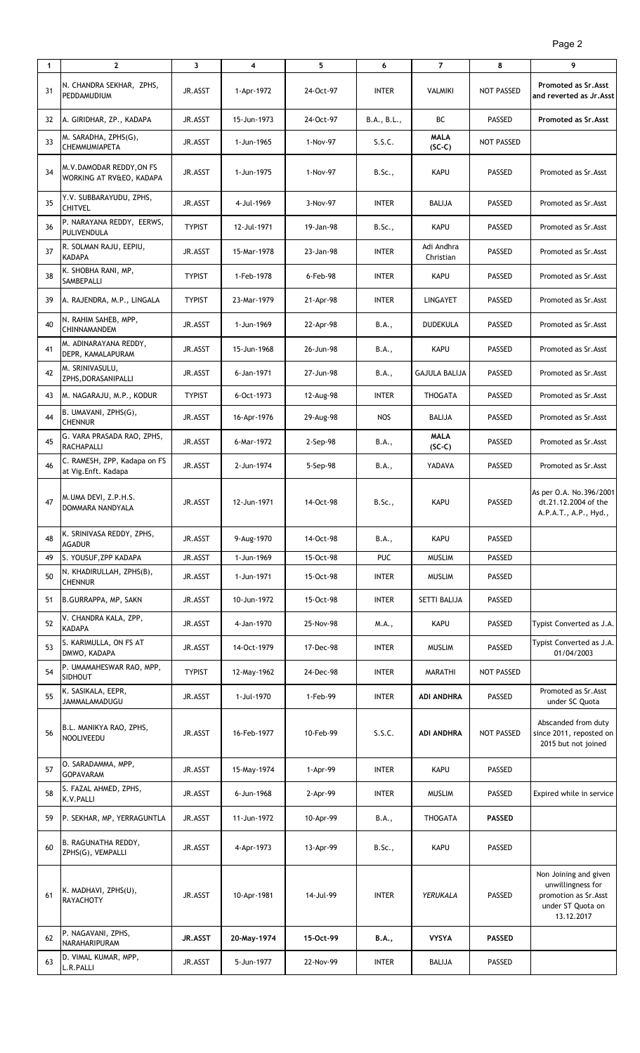| 1 | 2 | 3 | 4 | 5 | 6 | 7 | 8 | 9 |
|---|---|---|---|---|---|---|---|---|
| 31 | N. CHANDRA SEKHAR, ZPHS, PEDDAMUDIUM | JR.ASST | 1-Apr-1972 | 24-Oct-97 | INTER | VALMIKI | NOT PASSED | **Promoted as Sr.Asst and reverted as Jr.Asst** |
| 32 | A. GIRIDHAR, ZP., KADAPA | JR.ASST | 15-Jun-1973 | 24-Oct-97 | B.A., B.L., | BC | PASSED | **Promoted as Sr.Asst** |
| 33 | M. SARADHA, ZPHS(G), CHEMMUMIAPETA | JR.ASST | 1-Jun-1965 | 1-Nov-97 | S.S.C. | **MALA (SC-C)** | NOT PASSED | |
| 34 | M.V.DAMODAR REDDY,ON FS WORKING AT RV&EO, KADAPA | JR.ASST | 1-Jun-1975 | 1-Nov-97 | B.Sc., | KAPU | PASSED | Promoted as Sr.Asst |
| 35 | Y.V. SUBBARAYUDU, ZPHS, CHITVEL | JR.ASST | 4-Jul-1969 | 3-Nov-97 | INTER | BALIJA | PASSED | Promoted as Sr.Asst |
| 36 | P. NARAYANA REDDY, EERWS, PULIVENDULA | TYPIST | 12-Jul-1971 | 19-Jan-98 | B.Sc., | KAPU | PASSED | Promoted as Sr.Asst |
| 37 | R. SOLMAN RAJU, EEPIU, KADAPA | JR.ASST | 15-Mar-1978 | 23-Jan-98 | INTER | Adi Andhra Christian | PASSED | Promoted as Sr.Asst |
| 38 | K. SHOBHA RANI, MP, SAMBEPALLI | TYPIST | 1-Feb-1978 | 6-Feb-98 | INTER | KAPU | PASSED | Promoted as Sr.Asst |
| 39 | A. RAJENDRA, M.P., LINGALA | TYPIST | 23-Mar-1979 | 21-Apr-98 | INTER | LINGAYET | PASSED | Promoted as Sr.Asst |
| 40 | N. RAHIM SAHEB, MPP, CHINNAMANDEM | JR.ASST | 1-Jun-1969 | 22-Apr-98 | B.A., | DUDEKULA | PASSED | Promoted as Sr.Asst |
| 41 | M. ADINARAYANA REDDY, DEPR, KAMALAPURAM | JR.ASST | 15-Jun-1968 | 26-Jun-98 | B.A., | KAPU | PASSED | Promoted as Sr.Asst |
| 42 | M. SRINIVASULU, ZPHS,DORASANIPALLI | JR.ASST | 6-Jan-1971 | 27-Jun-98 | B.A., | GAJULA BALIJA | PASSED | Promoted as Sr.Asst |
| 43 | M. NAGARAJU, M.P., KODUR | TYPIST | 6-Oct-1973 | 12-Aug-98 | INTER | THOGATA | PASSED | Promoted as Sr.Asst |
| 44 | B. UMAVANI, ZPHS(G), CHENNUR | JR.ASST | 16-Apr-1976 | 29-Aug-98 | NOS | BALIJA | PASSED | Promoted as Sr.Asst |
| 45 | G. VARA PRASADA RAO, ZPHS, RACHAPALLI | JR.ASST | 6-Mar-1972 | 2-Sep-98 | B.A., | **MALA (SC-C)** | PASSED | Promoted as Sr.Asst |
| 46 | C. RAMESH, ZPP, Kadapa on FS at Vig.Enft. Kadapa | JR.ASST | 2-Jun-1974 | 5-Sep-98 | B.A., | YADAVA | PASSED | Promoted as Sr.Asst |
| 47 | M.UMA DEVI, Z.P.H.S. DOMMARA NANDYALA | JR.ASST | 12-Jun-1971 | 14-Oct-98 | B.Sc., | KAPU | PASSED | As per O.A. No.396/2001 dt.21.12.2004 of the A.P.A.T., A.P., Hyd., |
| 48 | K. SRINIVASA REDDY, ZPHS, AGADUR | JR.ASST | 9-Aug-1970 | 14-Oct-98 | B.A., | KAPU | PASSED | |
| 49 | S. YOUSUF,ZPP KADAPA | JR.ASST | 1-Jun-1969 | 15-Oct-98 | PUC | MUSLIM | PASSED | |
| 50 | N. KHADIRULLAH, ZPHS(B), CHENNUR | JR.ASST | 1-Jun-1971 | 15-Oct-98 | INTER | MUSLIM | PASSED | |
| 51 | B.GURRAPPA, MP, SAKN | JR.ASST | 10-Jun-1972 | 15-Oct-98 | INTER | SETTI BALIJA | PASSED | |
| 52 | V. CHANDRA KALA, ZPP, KADAPA | JR.ASST | 4-Jan-1970 | 25-Nov-98 | M.A., | KAPU | PASSED | Typist Converted as J.A. |
| 53 | S. KARIMULLA, ON FS AT DMWO, KADAPA | JR.ASST | 14-Oct-1979 | 17-Dec-98 | INTER | MUSLIM | PASSED | Typist Converted as J.A. 01/04/2003 |
| 54 | P. UMAMAHESWAR RAO, MPP, SIDHOUT | TYPIST | 12-May-1962 | 24-Dec-98 | INTER | MARATHI | NOT PASSED | |
| 55 | K. SASIKALA, EEPR, JAMMALAMADUGU | JR.ASST | 1-Jul-1970 | 1-Feb-99 | INTER | **ADI ANDHRA** | PASSED | Promoted as Sr.Asst under SC Quota |
| 56 | B.L. MANIKYA RAO, ZPHS, NOOLIVEEDU | JR.ASST | 16-Feb-1977 | 10-Feb-99 | S.S.C. | **ADI ANDHRA** | NOT PASSED | Abscanded from duty since 2011, reposted on 2015 but not joined |
| 57 | O. SARADAMMA, MPP, GOPAVARAM | JR.ASST | 15-May-1974 | 1-Apr-99 | INTER | KAPU | PASSED | |
| 58 | S. FAZAL AHMED, ZPHS, K.V.PALLI | JR.ASST | 6-Jun-1968 | 2-Apr-99 | INTER | MUSLIM | PASSED | Expired while in service |
| 59 | P. SEKHAR, MP, YERRAGUNTLA | JR.ASST | 11-Jun-1972 | 10-Apr-99 | B.A., | THOGATA | **PASSED** | |
| 60 | B. RAGUNATHA REDDY, ZPHS(G), VEMPALLI | JR.ASST | 4-Apr-1973 | 13-Apr-99 | B.Sc., | KAPU | PASSED | |
| 61 | K. MADHAVI, ZPHS(U), RAYACHOTY | JR.ASST | 10-Apr-1981 | 14-Jul-99 | INTER | *YERUKALA* | PASSED | Non Joining and given unwillingness for promotion as Sr.Asst under ST Quota on 13.12.2017 |
| 62 | P. NAGAVANI, ZPHS, NARAHARIPURAM | **JR.ASST** | **20-May-1974** | **15-Oct-99** | **B.A.,** | **VYSYA** | **PASSED** | |
| 63 | D. VIMAL KUMAR, MPP, L.R.PALLI | JR.ASST | 5-Jun-1977 | 22-Nov-99 | INTER | BALIJA | PASSED | |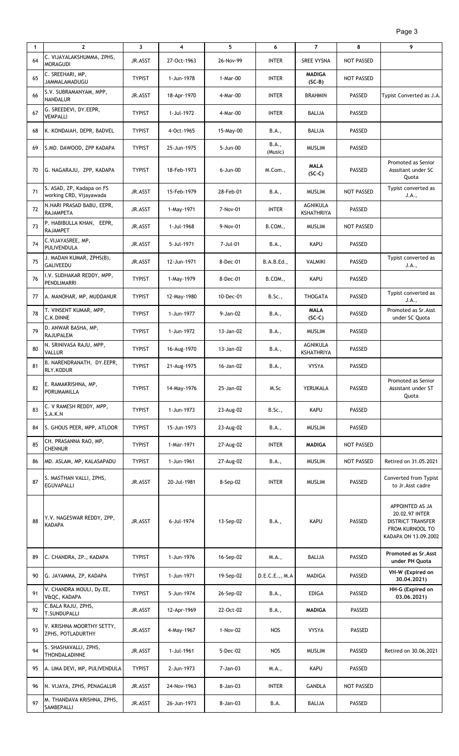| 1 | 2 | 3 | 4 | 5 | 6 | 7 | 8 | 9 |
|---|---|---|---|---|---|---|---|---|
| 64 | C. VIJAYALAKSHUMMA, ZPHS, MORAGUDI | JR.ASST | 27-Oct-1963 | 26-Nov-99 | INTER | SREE VYSNA | NOT PASSED | |
| 65 | C. SREEHARI, MP, JAMMALAMADUGU | TYPIST | 1-Jun-1978 | 1-Mar-00 | INTER | **MADIGA (SC-B)** | NOT PASSED | |
| 66 | S.V. SUBRAMANYAM, MPP, NANDALUR | JR.ASST | 18-Apr-1970 | 4-Mar-00 | INTER | BRAHMIN | PASSED | Typist Converted as J.A. |
| 67 | G. SREEDEVI, DY.EEPR, VEMPALLI | TYPIST | 1-Jul-1972 | 4-Mar-00 | INTER | BALIJA | PASSED | |
| 68 | K. KONDAIAH, DEPR, BADVEL | TYPIST | 4-Oct-1965 | 15-May-00 | B.A., | BALIJA | PASSED | |
| 69 | S.MD. DAWOOD, ZPP KADAPA | TYPIST | 25-Jun-1975 | 5-Jun-00 | B.A., (Music) | MUSLIM | PASSED | |
| 70 | G. NAGARAJU, ZPP, KADAPA | TYPIST | 18-Feb-1973 | 6-Jun-00 | M.Com., | **MALA (SC-C)** | PASSED | Promoted as Senior Asssitant under SC Quota |
| 71 | S. ASAD, ZP, Kadapa on FS working CRD, Vijayawada | JR.ASST | 15-Feb-1979 | 28-Feb-01 | B.A., | MUSLIM | NOT PASSED | Typist converted as J.A., |
| 72 | N.HARI PRASAD BABU, EEPR, RAJAMPETA | JR.ASST | 1-May-1971 | 7-Nov-01 | INTER | AGNIKULA KSHATHRIYA | PASSED | |
| 73 | P. HABIBULLA KHAN, EEPR, RAJAMPET | JR.ASST | 1-Jul-1968 | 9-Nov-01 | B.COM., | MUSLIM | NOT PASSED | |
| 74 | C.VIJAYASREE, MP, PULIVENDULA | JR.ASST | 5-Jul-1971 | 7-Jul-01 | B.A., | KAPU | PASSED | |
| 75 | J. MADAN KUMAR, ZPHS(B), GALIVEEDU | JR.ASST | 12-Jun-1971 | 8-Dec-01 | B.A.B.Ed., | VALMIKI | PASSED | Typist converted as J.A., |
| 76 | I.V. SUDHAKAR REDDY, MPP, PENDLIMARRI | TYPIST | 1-May-1979 | 8-Dec-01 | B.COM., | KAPU | PASSED | |
| 77 | A. MANOHAR, MP, MUDDANUR | TYPIST | 12-May-1980 | 10-Dec-01 | B.Sc., | THOGATA | PASSED | Typist converted as J.A., |
| 78 | T. VINSENT KUMAR, MPP, C.K.DINNE | TYPIST | 1-Jun-1977 | 9-Jan-02 | B.A., | **MALA (SC-C)** | PASSED | Promoted as Sr.Asst under SC Quota |
| 79 | D. ANWAR BASHA, MP, RAJUPALEM | TYPIST | 1-Jun-1972 | 13-Jan-02 | B.A., | MUSLIM | PASSED | |
| 80 | N. SRINIVASA RAJU, MPP, VALLUR | TYPIST | 16-Aug-1970 | 13-Jan-02 | B.A., | AGNIKULA KSHATHRIYA | PASSED | |
| 81 | B. NARENDRANATH, DY.EEPR, RLY.KODUR | TYPIST | 21-Aug-1975 | 16-Jan-02 | B.A., | VYSYA | PASSED | |
| 82 | E. RAMAKRISHNA, MP, PORUMAMILLA | TYPIST | 14-May-1976 | 25-Jan-02 | M.Sc | YERUKALA | PASSED | Promoted as Senior Assistant under ST Quota |
| 83 | C. V RAMESH REDDY, MPP, S.A.K.N | TYPIST | 1-Jun-1973 | 23-Aug-02 | B.Sc., | KAPU | PASSED | |
| 84 | S. GHOUS PEER, MPP, ATLOOR | TYPIST | 15-Jun-1973 | 23-Aug-02 | B.A., | MUSLIM | PASSED | |
| 85 | CH. PRASANNA RAO, MP, CHENNUR | TYPIST | 1-Mar-1971 | 27-Aug-02 | INTER | **MADIGA** | NOT PASSED | |
| 86 | MD. ASLAM, MP, KALASAPADU | TYPIST | 1-Jun-1961 | 27-Aug-02 | B.A., | MUSLIM | NOT PASSED | Retired on 31.05.2021 |
| 87 | S. MASTHAN VALLI, ZPHS, EGUVAPALLI | JR.ASST | 20-Jul-1981 | 8-Sep-02 | INTER | MUSLIM | PASSED | Converted from Typist to Jr.Asst cadre |
| 88 | Y.V. NAGESWAR REDDY, ZPP, KADAPA | JR.ASST | 6-Jul-1974 | 13-Sep-02 | B.A., | KAPU | PASSED | APPOINTED AS JA 20.02.97 INTER DISTRICT TRANSFER FROM KURNOOL TO KADAPA ON 13.09.2002 |
| 89 | C. CHANDRA, ZP., KADAPA | TYPIST | 1-Jun-1976 | 16-Sep-02 | M.A., | BALIJA | PASSED | **Promoted as Sr.Asst under PH Quota** |
| 90 | G. JAYAMMA, ZP, KADAPA | TYPIST | 1-Jun-1971 | 19-Sep-02 | D.E.C.E.,, M.A | MADIGA | PASSED | **VH-W (Expired on 30.04.2021)** |
| 91 | V. CHANDRA MOULI, Dy.EE, V&QC, KADAPA | TYPIST | 5-Jun-1974 | 26-Sep-02 | B.A., | EDIGA | PASSED | **HH-G (Expired on 03.06.2021)** |
| 92 | C.BALA RAJU, ZPHS, T.SUNDUPALLI | JR.ASST | 12-Apr-1969 | 22-Oct-02 | B.A., | **MADIGA** | PASSED | |
| 93 | V. KRISHNA MOORTHY SETTY, ZPHS, POTLADURTHY | JR.ASST | 4-May-1967 | 1-Nov-02 | NOS | VYSYA | PASSED | |
| 94 | S. SHASHAVALLI, ZPHS, THONDALADINNE | JR.ASST | 1-Jul-1961 | 5-Dec-02 | NOS | MUSLIM | PASSED | Retired on 30.06.2021 |
| 95 | A. UMA DEVI, MP, PULIVENDULA | TYPIST | 2-Jun-1973 | 7-Jan-03 | M.A., | KAPU | PASSED | |
| 96 | N. VIJAYA, ZPHS, PENAGALUR | JR.ASST | 24-Nov-1963 | 8-Jan-03 | INTER | GANDLA | NOT PASSED | |
| 97 | M. THANDAVA KRISHNA, ZPHS, SAMBEPALLI | JR.ASST | 26-Jun-1973 | 8-Jan-03 | B.A. | BALIJA | PASSED | |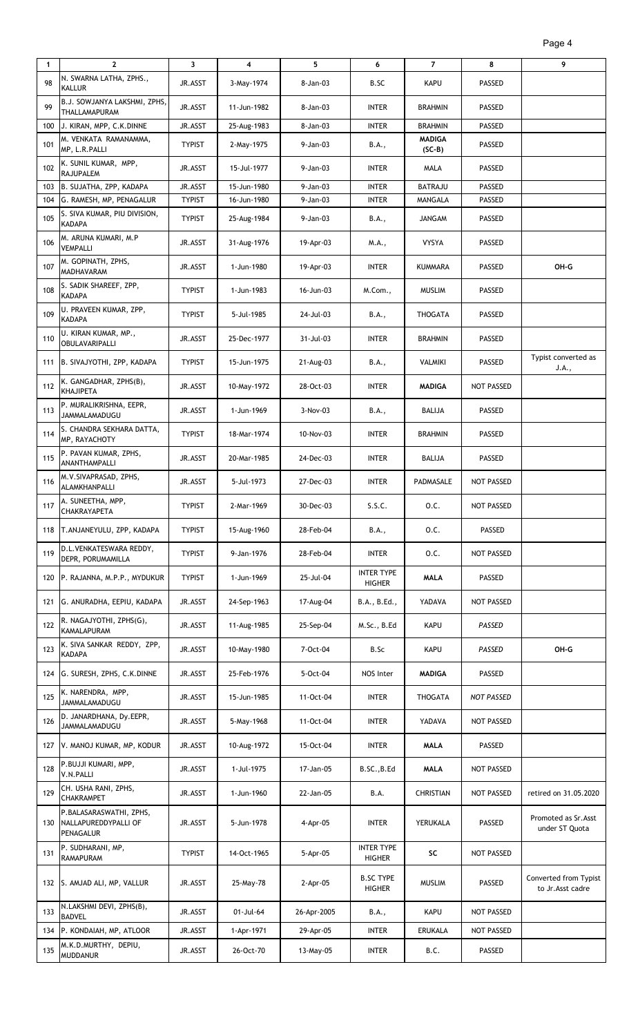| 1 | 2 | 3 | 4 | 5 | 6 | 7 | 8 | 9 |
|---|---|---|---|---|---|---|---|---|
| 98 | N. SWARNA LATHA, ZPHS., KALLUR | JR.ASST | 3-May-1974 | 8-Jan-03 | B.SC | KAPU | PASSED | |
| 99 | B.J. SOWJANYA LAKSHMI, ZPHS, THALLAMAPURAM | JR.ASST | 11-Jun-1982 | 8-Jan-03 | INTER | BRAHMIN | PASSED | |
| 100 | J. KIRAN, MPP, C.K.DINNE | JR.ASST | 25-Aug-1983 | 8-Jan-03 | INTER | BRAHMIN | PASSED | |
| 101 | M. VENKATA RAMANAMMA, MP, L.R.PALLI | TYPIST | 2-May-1975 | 9-Jan-03 | B.A., | **MADIGA (SC-B)** | PASSED | |
| 102 | K. SUNIL KUMAR, MPP, RAJUPALEM | JR.ASST | 15-Jul-1977 | 9-Jan-03 | INTER | MALA | PASSED | |
| 103 | B. SUJATHA, ZPP, KADAPA | JR.ASST | 15-Jun-1980 | 9-Jan-03 | INTER | BATRAJU | PASSED | |
| 104 | G. RAMESH, MP, PENAGALUR | TYPIST | 16-Jun-1980 | 9-Jan-03 | INTER | MANGALA | PASSED | |
| 105 | S. SIVA KUMAR, PIU DIVISION, KADAPA | TYPIST | 25-Aug-1984 | 9-Jan-03 | B.A., | JANGAM | PASSED | |
| 106 | M. ARUNA KUMARI, M.P VEMPALLI | JR.ASST | 31-Aug-1976 | 19-Apr-03 | M.A., | VYSYA | PASSED | |
| 107 | M. GOPINATH, ZPHS, MADHAVARAM | JR.ASST | 1-Jun-1980 | 19-Apr-03 | INTER | KUMMARA | PASSED | **OH-G** |
| 108 | S. SADIK SHAREEF, ZPP, KADAPA | TYPIST | 1-Jun-1983 | 16-Jun-03 | M.Com., | MUSLIM | PASSED | |
| 109 | U. PRAVEEN KUMAR, ZPP, KADAPA | TYPIST | 5-Jul-1985 | 24-Jul-03 | B.A., | THOGATA | PASSED | |
| 110 | U. KIRAN KUMAR, MP., OBULAVARIPALLI | JR.ASST | 25-Dec-1977 | 31-Jul-03 | INTER | BRAHMIN | PASSED | |
| 111 | B. SIVAJYOTHI, ZPP, KADAPA | TYPIST | 15-Jun-1975 | 21-Aug-03 | B.A., | VALMIKI | PASSED | Typist converted as J.A., |
| 112 | K. GANGADHAR, ZPHS(B), KHAJIPETA | JR.ASST | 10-May-1972 | 28-Oct-03 | INTER | **MADIGA** | NOT PASSED | |
| 113 | P. MURALIKRISHNA, EEPR, JAMMALAMADUGU | JR.ASST | 1-Jun-1969 | 3-Nov-03 | B.A., | BALIJA | PASSED | |
| 114 | S. CHANDRA SEKHARA DATTA, MP, RAYACHOTY | TYPIST | 18-Mar-1974 | 10-Nov-03 | INTER | BRAHMIN | PASSED | |
| 115 | P. PAVAN KUMAR, ZPHS, ANANTHAMPALLI | JR.ASST | 20-Mar-1985 | 24-Dec-03 | INTER | BALIJA | PASSED | |
| 116 | M.V.SIVAPRASAD, ZPHS, ALAMKHANPALLI | JR.ASST | 5-Jul-1973 | 27-Dec-03 | INTER | PADMASALE | NOT PASSED | |
| 117 | A. SUNEETHA, MPP, CHAKRAYAPETA | TYPIST | 2-Mar-1969 | 30-Dec-03 | S.S.C. | O.C. | NOT PASSED | |
| 118 | T.ANJANEYULU, ZPP, KADAPA | TYPIST | 15-Aug-1960 | 28-Feb-04 | B.A., | O.C. | PASSED | |
| 119 | D.L.VENKATESWARA REDDY, DEPR, PORUMAMILLA | TYPIST | 9-Jan-1976 | 28-Feb-04 | INTER | O.C. | NOT PASSED | |
| 120 | P. RAJANNA, M.P.P., MYDUKUR | TYPIST | 1-Jun-1969 | 25-Jul-04 | INTER TYPE HIGHER | **MALA** | PASSED | |
| 121 | G. ANURADHA, EEPIU, KADAPA | JR.ASST | 24-Sep-1963 | 17-Aug-04 | B.A., B.Ed., | YADAVA | NOT PASSED | |
| 122 | R. NAGAJYOTHI, ZPHS(G), KAMALAPURAM | JR.ASST | 11-Aug-1985 | 25-Sep-04 | M.Sc., B.Ed | KAPU | *PASSED* | |
| 123 | K. SIVA SANKAR REDDY, ZPP, KADAPA | JR.ASST | 10-May-1980 | 7-Oct-04 | B.Sc | KAPU | *PASSED* | **OH-G** |
| 124 | G. SURESH, ZPHS, C.K.DINNE | JR.ASST | 25-Feb-1976 | 5-Oct-04 | NOS Inter | **MADIGA** | PASSED | |
| 125 | K. NARENDRA, MPP, JAMMALAMADUGU | JR.ASST | 15-Jun-1985 | 11-Oct-04 | INTER | THOGATA | *NOT PASSED* | |
| 126 | D. JANARDHANA, Dy.EEPR, JAMMALAMADUGU | JR.ASST | 5-May-1968 | 11-Oct-04 | INTER | YADAVA | NOT PASSED | |
| 127 | V. MANOJ KUMAR, MP, KODUR | JR.ASST | 10-Aug-1972 | 15-Oct-04 | INTER | **MALA** | PASSED | |
| 128 | P.BUJJI KUMARI, MPP, V.N.PALLI | JR.ASST | 1-Jul-1975 | 17-Jan-05 | B.SC.,B.Ed | **MALA** | NOT PASSED | |
| 129 | CH. USHA RANI, ZPHS, CHAKRAMPET | JR.ASST | 1-Jun-1960 | 22-Jan-05 | B.A. | CHRISTIAN | NOT PASSED | retired on 31.05.2020 |
| 130 | P.BALASARASWATHI, ZPHS, NALLAPUREDDYPALLI OF PENAGALUR | JR.ASST | 5-Jun-1978 | 4-Apr-05 | INTER | YERUKALA | PASSED | Promoted as Sr.Asst under ST Quota |
| 131 | P. SUDHARANI, MP, RAMAPURAM | TYPIST | 14-Oct-1965 | 5-Apr-05 | INTER TYPE HIGHER | **SC** | NOT PASSED | |
| 132 | S. AMJAD ALI, MP, VALLUR | JR.ASST | 25-May-78 | 2-Apr-05 | B.SC TYPE HIGHER | MUSLIM | PASSED | Converted from Typist to Jr.Asst cadre |
| 133 | N.LAKSHMI DEVI, ZPHS(B), BADVEL | JR.ASST | 01-Jul-64 | 26-Apr-2005 | B.A., | KAPU | NOT PASSED | |
| 134 | P. KONDAIAH, MP, ATLOOR | JR.ASST | 1-Apr-1971 | 29-Apr-05 | INTER | ERUKALA | NOT PASSED | |
| 135 | M.K.D.MURTHY, DEPIU, MUDDANUR | JR.ASST | 26-Oct-70 | 13-May-05 | INTER | B.C. | PASSED | |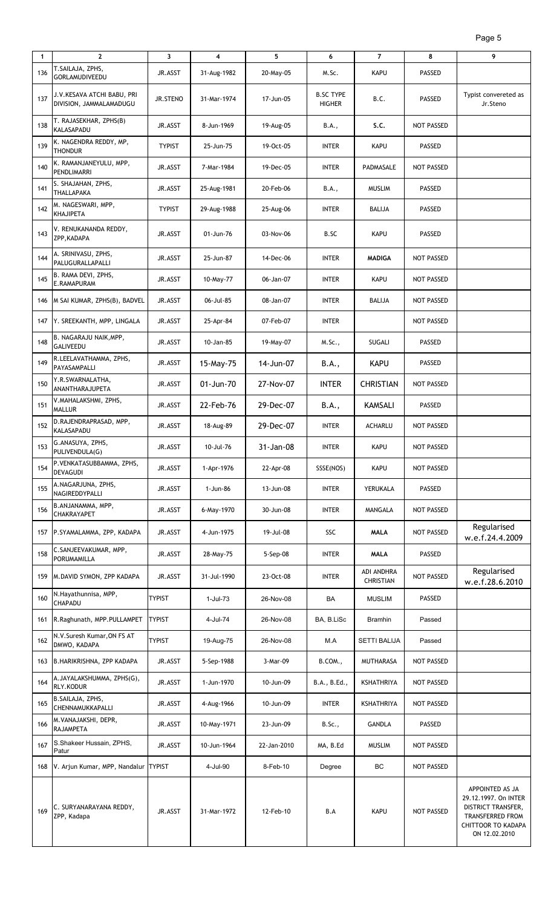| 1 | 2 | 3 | 4 | 5 | 6 | 7 | 8 | 9 |
|---|---|---|---|---|---|---|---|---|
| 136 | T.SAILAJA, ZPHS, GORLAMUDIVEEDU | JR.ASST | 31-Aug-1982 | 20-May-05 | M.Sc. | KAPU | PASSED | |
| 137 | J.V.KESAVA ATCHI BABU, PRI DIVISION, JAMMALAMADUGU | JR.STENO | 31-Mar-1974 | 17-Jun-05 | B.SC TYPE HIGHER | B.C. | PASSED | Typist convereted as Jr.Steno |
| 138 | T. RAJASEKHAR, ZPHS(B) KALASAPADU | JR.ASST | 8-Jun-1969 | 19-Aug-05 | B.A., | S.C. | NOT PASSED | |
| 139 | K. NAGENDRA REDDY, MP, THONDUR | TYPIST | 25-Jun-75 | 19-Oct-05 | INTER | KAPU | PASSED | |
| 140 | K. RAMANJANEYULU, MPP, PENDLIMARRI | JR.ASST | 7-Mar-1984 | 19-Dec-05 | INTER | PADMASALE | NOT PASSED | |
| 141 | S. SHAJAHAN, ZPHS, THALLAPAKA | JR.ASST | 25-Aug-1981 | 20-Feb-06 | B.A., | MUSLIM | PASSED | |
| 142 | M. NAGESWARI, MPP, KHAJIPETA | TYPIST | 29-Aug-1988 | 25-Aug-06 | INTER | BALIJA | PASSED | |
| 143 | V. RENUKANANDA REDDY, ZPP,KADAPA | JR.ASST | 01-Jun-76 | 03-Nov-06 | B.SC | KAPU | PASSED | |
| 144 | A. SRINIVASU, ZPHS, PALUGURALLAPALLI | JR.ASST | 25-Jun-87 | 14-Dec-06 | INTER | MADIGA | NOT PASSED | |
| 145 | B. RAMA DEVI, ZPHS, E.RAMAPURAM | JR.ASST | 10-May-77 | 06-Jan-07 | INTER | KAPU | NOT PASSED | |
| 146 | M SAI KUMAR, ZPHS(B), BADVEL | JR.ASST | 06-Jul-85 | 08-Jan-07 | INTER | BALIJA | NOT PASSED | |
| 147 | Y. SREEKANTH, MPP, LINGALA | JR.ASST | 25-Apr-84 | 07-Feb-07 | INTER | | NOT PASSED | |
| 148 | B. NAGARAJU NAIK,MPP, GALIVEEDU | JR.ASST | 10-Jan-85 | 19-May-07 | M.Sc., | SUGALI | PASSED | |
| 149 | R.LEELAVATHAMMA, ZPHS, PAYASAMPALLI | JR.ASST | 15-May-75 | 14-Jun-07 | B.A., | KAPU | PASSED | |
| 150 | Y.R.SWARNALATHA, ANANTHARAJUPETA | JR.ASST | 01-Jun-70 | 27-Nov-07 | INTER | CHRISTIAN | NOT PASSED | |
| 151 | V.MAHALAKSHMI, ZPHS, MALLUR | JR.ASST | 22-Feb-76 | 29-Dec-07 | B.A., | KAMSALI | PASSED | |
| 152 | D.RAJENDRAPRASAD, MPP, KALASAPADU | JR.ASST | 18-Aug-89 | 29-Dec-07 | INTER | ACHARLU | NOT PASSED | |
| 153 | G.ANASUYA, ZPHS, PULIVENDULA(G) | JR.ASST | 10-Jul-76 | 31-Jan-08 | INTER | KAPU | NOT PASSED | |
| 154 | P.VENKATASUBBAMMA, ZPHS, DEVAGUDI | JR.ASST | 1-Apr-1976 | 22-Apr-08 | SSSE(NOS) | KAPU | NOT PASSED | |
| 155 | A.NAGARJUNA, ZPHS, NAGIREDDYPALLI | JR.ASST | 1-Jun-86 | 13-Jun-08 | INTER | YERUKALA | PASSED | |
| 156 | B.ANJANAMMA, MPP, CHAKRAYAPET | JR.ASST | 6-May-1970 | 30-Jun-08 | INTER | MANGALA | NOT PASSED | |
| 157 | P.SYAMALAMMA, ZPP, KADAPA | JR.ASST | 4-Jun-1975 | 19-Jul-08 | SSC | MALA | NOT PASSED | Regularised w.e.f.24.4.2009 |
| 158 | C.SANJEEVAKUMAR, MPP, PORUMAMILLA | JR.ASST | 28-May-75 | 5-Sep-08 | INTER | MALA | PASSED | |
| 159 | M.DAVID SYMON, ZPP KADAPA | JR.ASST | 31-Jul-1990 | 23-Oct-08 | INTER | ADI ANDHRA CHRISTIAN | NOT PASSED | Regularised w.e.f.28.6.2010 |
| 160 | N.Hayathunnisa, MPP, CHAPADU | TYPIST | 1-Jul-73 | 26-Nov-08 | BA | MUSLIM | PASSED | |
| 161 | R.Raghunath, MPP.PULLAMPET | TYPIST | 4-Jul-74 | 26-Nov-08 | BA, B.LiSc | Bramhin | Passed | |
| 162 | N.V.Suresh Kumar,ON FS AT DMWO, KADAPA | TYPIST | 19-Aug-75 | 26-Nov-08 | M.A | SETTI BALIJA | Passed | |
| 163 | B.HARIKRISHNA, ZPP KADAPA | JR.ASST | 5-Sep-1988 | 3-Mar-09 | B.COM., | MUTHARASA | NOT PASSED | |
| 164 | A.JAYALAKSHUMMA, ZPHS(G), RLY.KODUR | JR.ASST | 1-Jun-1970 | 10-Jun-09 | B.A., B.Ed., | KSHATHRIYA | NOT PASSED | |
| 165 | B.SAILAJA, ZPHS, CHENNAMUKKAPALLI | JR.ASST | 4-Aug-1966 | 10-Jun-09 | INTER | KSHATHRIYA | NOT PASSED | |
| 166 | M.VANAJAKSHI, DEPR, RAJAMPETA | JR.ASST | 10-May-1971 | 23-Jun-09 | B.Sc., | GANDLA | PASSED | |
| 167 | S.Shakeer Hussain, ZPHS, Patur | JR.ASST | 10-Jun-1964 | 22-Jan-2010 | MA, B.Ed | MUSLIM | NOT PASSED | |
| 168 | V. Arjun Kumar, MPP, Nandalur | TYPIST | 4-Jul-90 | 8-Feb-10 | Degree | BC | NOT PASSED | |
| 169 | C. SURYANARAYANA REDDY, ZPP, Kadapa | JR.ASST | 31-Mar-1972 | 12-Feb-10 | B.A | KAPU | NOT PASSED | APPOINTED AS JA 29.12.1997. On INTER DISTRICT TRANSFER, TRANSFERRED FROM CHITTOOR TO KADAPA ON 12.02.2010 |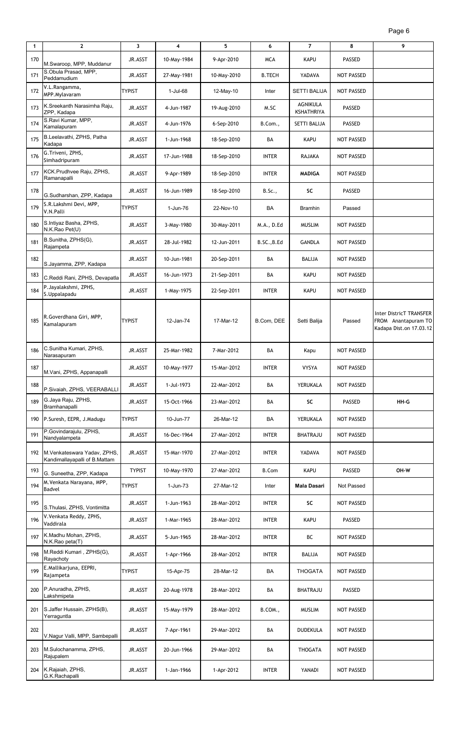| 1 | 2 | 3 | 4 | 5 | 6 | 7 | 8 | 9 |
|---|---|---|---|---|---|---|---|---|
| 170 | M.Swaroop, MPP, Muddanur | JR.ASST | 10-May-1984 | 9-Apr-2010 | MCA | KAPU | PASSED | |
| 171 | S.Obula Prasad, MPP, Peddamudium | JR.ASST | 27-May-1981 | 10-May-2010 | B.TECH | YADAVA | NOT PASSED | |
| 172 | V.L.Rangamma, MPP.Mylavaram | TYPIST | 1-Jul-68 | 12-May-10 | Inter | SETTI BALIJA | NOT PASSED | |
| 173 | K.Sreekanth Narasimha Raju, ZPP, Kadapa | JR.ASST | 4-Jun-1987 | 19-Aug-2010 | M.SC | AGNIKULA KSHATRIYA | PASSED | |
| 174 | S.Ravi Kumar, MPP, Kamalapuram | JR.ASST | 4-Jun-1976 | 6-Sep-2010 | B.Com., | SETTI BALIJA | PASSED | |
| 175 | B.Leelavathi, ZPHS, Patha Kadapa | JR.ASST | 1-Jun-1968 | 18-Sep-2010 | BA | KAPU | NOT PASSED | |
| 176 | G.Triveni, ZPHS, Simhadripuram | JR.ASST | 17-Jun-1988 | 18-Sep-2010 | INTER | RAJAKA | NOT PASSED | |
| 177 | KCK.Prudhvee Raju, ZPHS, Ramanapalli | JR.ASST | 9-Apr-1989 | 18-Sep-2010 | INTER | **MADIGA** | NOT PASSED | |
| 178 | G.Sudharshan, ZPP, Kadapa | JR.ASST | 16-Jun-1989 | 18-Sep-2010 | B.Sc., | SC | PASSED | |
| 179 | S.R.Lakshmi Devi, MPP, V.N.Palli | TYPIST | 1-Jun-76 | 22-Nov-10 | BA | Bramhin | Passed | |
| 180 | S.Intiyaz Basha, ZPHS, N.K.Rao Pet(U) | JR.ASST | 3-May-1980 | 30-May-2011 | M.A., D.Ed | MUSLIM | NOT PASSED | |
| 181 | B.Sunitha, ZPHS(G), Rajampeta | JR.ASST | 28-Jul-1982 | 12-Jun-2011 | B.SC.,B.Ed | GANDLA | NOT PASSED | |
| 182 | S.Jayamma, ZPP, Kadapa | JR.ASST | 10-Jun-1981 | 20-Sep-2011 | BA | BALIJA | NOT PASSED | |
| 183 | C.Reddi Rani, ZPHS, Devapatla | JR.ASST | 16-Jun-1973 | 21-Sep-2011 | BA | KAPU | NOT PASSED | |
| 184 | P.Jayalakshmi, ZPHS, S.Uppalapadu | JR.ASST | 1-May-1975 | 22-Sep-2011 | INTER | KAPU | NOT PASSED | |
| 185 | R.Goverdhana Giri, MPP, Kamalapuram | TYPIST | 12-Jan-74 | 17-Mar-12 | B.Com, DEE | Setti Balija | Passed | Inter DistricT TRANSFER FROM Anantapuram TO Kadapa Dist.on 17.03.12 |
| 186 | C.Sunitha Kumari, ZPHS, Narasapuram | JR.ASST | 25-Mar-1982 | 7-Mar-2012 | BA | Kapu | NOT PASSED | |
| 187 | M.Vani, ZPHS, Appanapalli | JR.ASST | 10-May-1977 | 15-Mar-2012 | INTER | VYSYA | NOT PASSED | |
| 188 | P.Sivaiah, ZPHS, VEERABALLI | JR.ASST | 1-Jul-1973 | 22-Mar-2012 | BA | YERUKALA | NOT PASSED | |
| 189 | G.Jaya Raju, ZPHS, Bramhanapalli | JR.ASST | 15-Oct-1966 | 23-Mar-2012 | BA | SC | PASSED | HH-G |
| 190 | P.Suresh, EEPR, J.Madugu | TYPIST | 10-Jun-77 | 26-Mar-12 | BA | YERUKALA | NOT PASSED | |
| 191 | P.Govindarajulu, ZPHS, Nandyalampeta | JR.ASST | 16-Dec-1964 | 27-Mar-2012 | INTER | BHATRAJU | NOT PASSED | |
| 192 | M.Venkateswara Yadav, ZPHS, Kandimallayapalli of B.Mattam | JR.ASST | 15-Mar-1970 | 27-Mar-2012 | INTER | YADAVA | NOT PASSED | |
| 193 | G. Suneetha, ZPP, Kadapa | TYPIST | 10-May-1970 | 27-Mar-2012 | B.Com | KAPU | PASSED | OH-W |
| 194 | M.Venkata Narayana, MPP, Badvel | TYPIST | 1-Jun-73 | 27-Mar-12 | Inter | **Mala Dasari** | Not Passed | |
| 195 | S.Thulasi, ZPHS, Vontimitta | JR.ASST | 1-Jun-1963 | 28-Mar-2012 | INTER | SC | NOT PASSED | |
| 196 | V.Venkata Reddy, ZPHS, Vaddirala | JR.ASST | 1-Mar-1965 | 28-Mar-2012 | INTER | KAPU | PASSED | |
| 197 | K.Madhu Mohan, ZPHS, N.K.Rao peta(T) | JR.ASST | 5-Jun-1965 | 28-Mar-2012 | INTER | BC | NOT PASSED | |
| 198 | M.Reddi Kumari , ZPHS(G), Rayachoty | JR.ASST | 1-Apr-1966 | 28-Mar-2012 | INTER | BALIJA | NOT PASSED | |
| 199 | E.Mallikarjuna, EEPRI, Rajampeta | TYPIST | 15-Apr-75 | 28-Mar-12 | BA | THOGATA | NOT PASSED | |
| 200 | P.Anuradha, ZPHS, Lakshmipeta | JR.ASST | 20-Aug-1978 | 28-Mar-2012 | BA | BHATRAJU | PASSED | |
| 201 | S.Jaffer Hussain, ZPHS(B), Yerraguntla | JR.ASST | 15-May-1979 | 28-Mar-2012 | B.COM., | MUSLIM | NOT PASSED | |
| 202 | V.Nagur Valli, MPP, Sambepalli | JR.ASST | 7-Apr-1961 | 29-Mar-2012 | BA | DUDEKULA | NOT PASSED | |
| 203 | M.Sulochanamma, ZPHS, Rajupalem | JR.ASST | 20-Jun-1966 | 29-Mar-2012 | BA | THOGATA | NOT PASSED | |
| 204 | K.Rajaiah, ZPHS, G.K.Rachapalli | JR.ASST | 1-Jan-1966 | 1-Apr-2012 | INTER | YANADI | NOT PASSED | |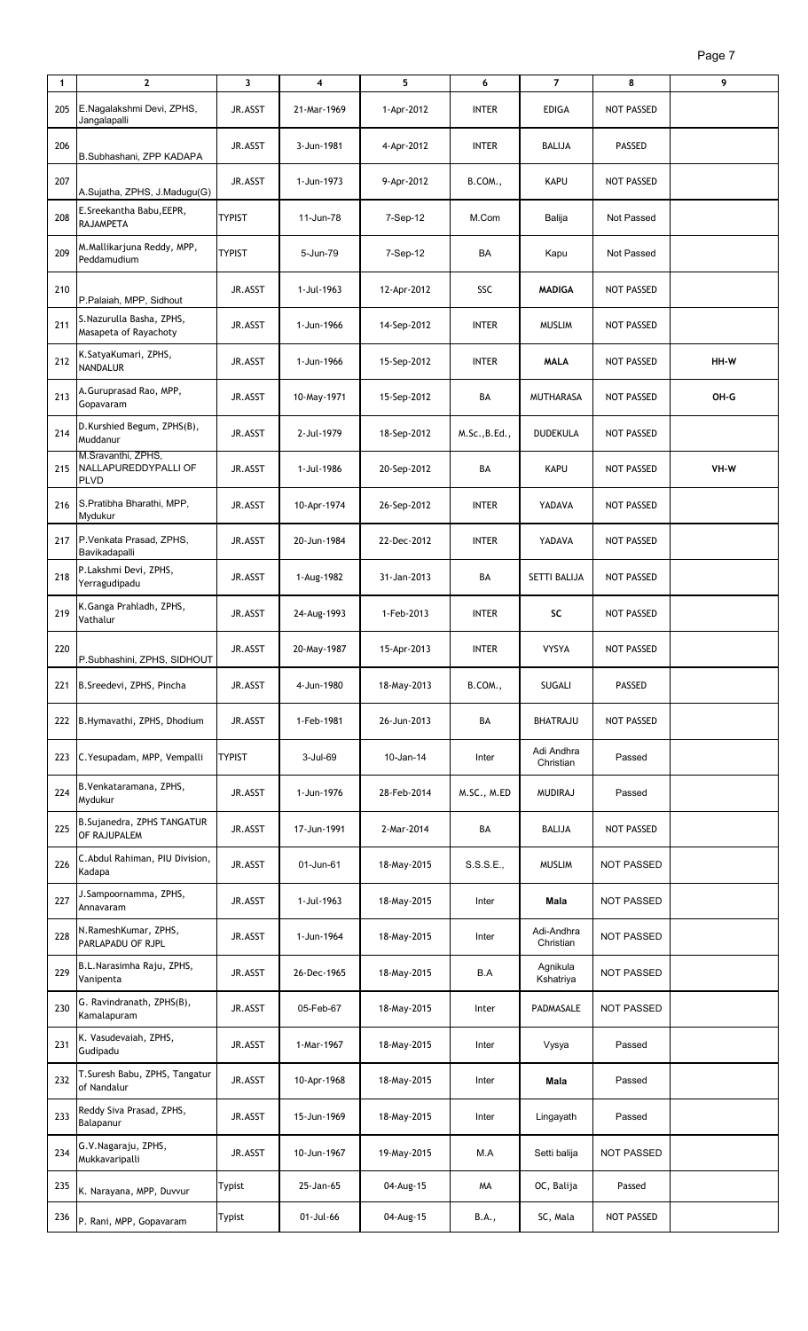| 1 | 2 | 3 | 4 | 5 | 6 | 7 | 8 | 9 |
|---|---|---|---|---|---|---|---|---|
| 205 | E.Nagalakshmi Devi, ZPHS, Jangalapalli | JR.ASST | 21-Mar-1969 | 1-Apr-2012 | INTER | EDIGA | NOT PASSED | |
| 206 | B.Subhashani, ZPP KADAPA | JR.ASST | 3-Jun-1981 | 4-Apr-2012 | INTER | BALIJA | PASSED | |
| 207 | A.Sujatha, ZPHS, J.Madugu(G) | JR.ASST | 1-Jun-1973 | 9-Apr-2012 | B.COM., | KAPU | NOT PASSED | |
| 208 | E.Sreekantha Babu,EEPR, RAJAMPETA | TYPIST | 11-Jun-78 | 7-Sep-12 | M.Com | Balija | Not Passed | |
| 209 | M.Mallikarjuna Reddy, MPP, Peddamudium | TYPIST | 5-Jun-79 | 7-Sep-12 | BA | Kapu | Not Passed | |
| 210 | P.Palaiah, MPP, Sidhout | JR.ASST | 1-Jul-1963 | 12-Apr-2012 | SSC | **MADIGA** | NOT PASSED | |
| 211 | S.Nazurulla Basha, ZPHS, Masapeta of Rayachoty | JR.ASST | 1-Jun-1966 | 14-Sep-2012 | INTER | MUSLIM | NOT PASSED | |
| 212 | K.SatyaKumari, ZPHS, NANDALUR | JR.ASST | 1-Jun-1966 | 15-Sep-2012 | INTER | **MALA** | NOT PASSED | HH-W |
| 213 | A.Guruprasad Rao, MPP, Gopavaram | JR.ASST | 10-May-1971 | 15-Sep-2012 | BA | MUTHARASA | NOT PASSED | OH-G |
| 214 | D.Kurshied Begum, ZPHS(B), Muddanur | JR.ASST | 2-Jul-1979 | 18-Sep-2012 | M.Sc.,B.Ed., | DUDEKULA | NOT PASSED | |
| 215 | M.Sravanthi, ZPHS, NALLAPUREDDYPALLI OF PLVD | JR.ASST | 1-Jul-1986 | 20-Sep-2012 | BA | KAPU | NOT PASSED | VH-W |
| 216 | S.Pratibha Bharathi, MPP, Mydukur | JR.ASST | 10-Apr-1974 | 26-Sep-2012 | INTER | YADAVA | NOT PASSED | |
| 217 | P.Venkata Prasad, ZPHS, Bavikadapalli | JR.ASST | 20-Jun-1984 | 22-Dec-2012 | INTER | YADAVA | NOT PASSED | |
| 218 | P.Lakshmi Devi, ZPHS, Yerragudipadu | JR.ASST | 1-Aug-1982 | 31-Jan-2013 | BA | SETTI BALIJA | NOT PASSED | |
| 219 | K.Ganga Prahladh, ZPHS, Vathalur | JR.ASST | 24-Aug-1993 | 1-Feb-2013 | INTER | **SC** | NOT PASSED | |
| 220 | P.Subhashini, ZPHS, SIDHOUT | JR.ASST | 20-May-1987 | 15-Apr-2013 | INTER | VYSYA | NOT PASSED | |
| 221 | B.Sreedevi, ZPHS, Pincha | JR.ASST | 4-Jun-1980 | 18-May-2013 | B.COM., | SUGALI | PASSED | |
| 222 | B.Hymavathi, ZPHS, Dhodium | JR.ASST | 1-Feb-1981 | 26-Jun-2013 | BA | BHATRAJU | NOT PASSED | |
| 223 | C.Yesupadam, MPP, Vempalli | TYPIST | 3-Jul-69 | 10-Jan-14 | Inter | Adi Andhra Christian | Passed | |
| 224 | B.Venkataramana, ZPHS, Mydukur | JR.ASST | 1-Jun-1976 | 28-Feb-2014 | M.SC., M.ED | MUDIRAJ | Passed | |
| 225 | B.Sujanedra, ZPHS TANGATUR OF RAJUPALEM | JR.ASST | 17-Jun-1991 | 2-Mar-2014 | BA | BALIJA | NOT PASSED | |
| 226 | C.Abdul Rahiman, PIU Division, Kadapa | JR.ASST | 01-Jun-61 | 18-May-2015 | S.S.S.E., | MUSLIM | NOT PASSED | |
| 227 | J.Sampoornamma, ZPHS, Annavaram | JR.ASST | 1-Jul-1963 | 18-May-2015 | Inter | **Mala** | NOT PASSED | |
| 228 | N.RameshKumar, ZPHS, PARLAPADU OF RJPL | JR.ASST | 1-Jun-1964 | 18-May-2015 | Inter | Adi-Andhra Christian | NOT PASSED | |
| 229 | B.L.Narasimha Raju, ZPHS, Vanipenta | JR.ASST | 26-Dec-1965 | 18-May-2015 | B.A | Agnikula Kshatriya | NOT PASSED | |
| 230 | G. Ravindranath, ZPHS(B), Kamalapuram | JR.ASST | 05-Feb-67 | 18-May-2015 | Inter | PADMASALE | NOT PASSED | |
| 231 | K. Vasudevaiah, ZPHS, Gudipadu | JR.ASST | 1-Mar-1967 | 18-May-2015 | Inter | Vysya | Passed | |
| 232 | T.Suresh Babu, ZPHS, Tangatur of Nandalur | JR.ASST | 10-Apr-1968 | 18-May-2015 | Inter | **Mala** | Passed | |
| 233 | Reddy Siva Prasad, ZPHS, Balapanur | JR.ASST | 15-Jun-1969 | 18-May-2015 | Inter | Lingayath | Passed | |
| 234 | G.V.Nagaraju, ZPHS, Mukkavaripalli | JR.ASST | 10-Jun-1967 | 19-May-2015 | M.A | Setti balija | NOT PASSED | |
| 235 | K. Narayana, MPP, Duvvur | Typist | 25-Jan-65 | 04-Aug-15 | MA | OC, Balija | Passed | |
| 236 | P. Rani, MPP, Gopavaram | Typist | 01-Jul-66 | 04-Aug-15 | B.A., | SC, Mala | NOT PASSED | |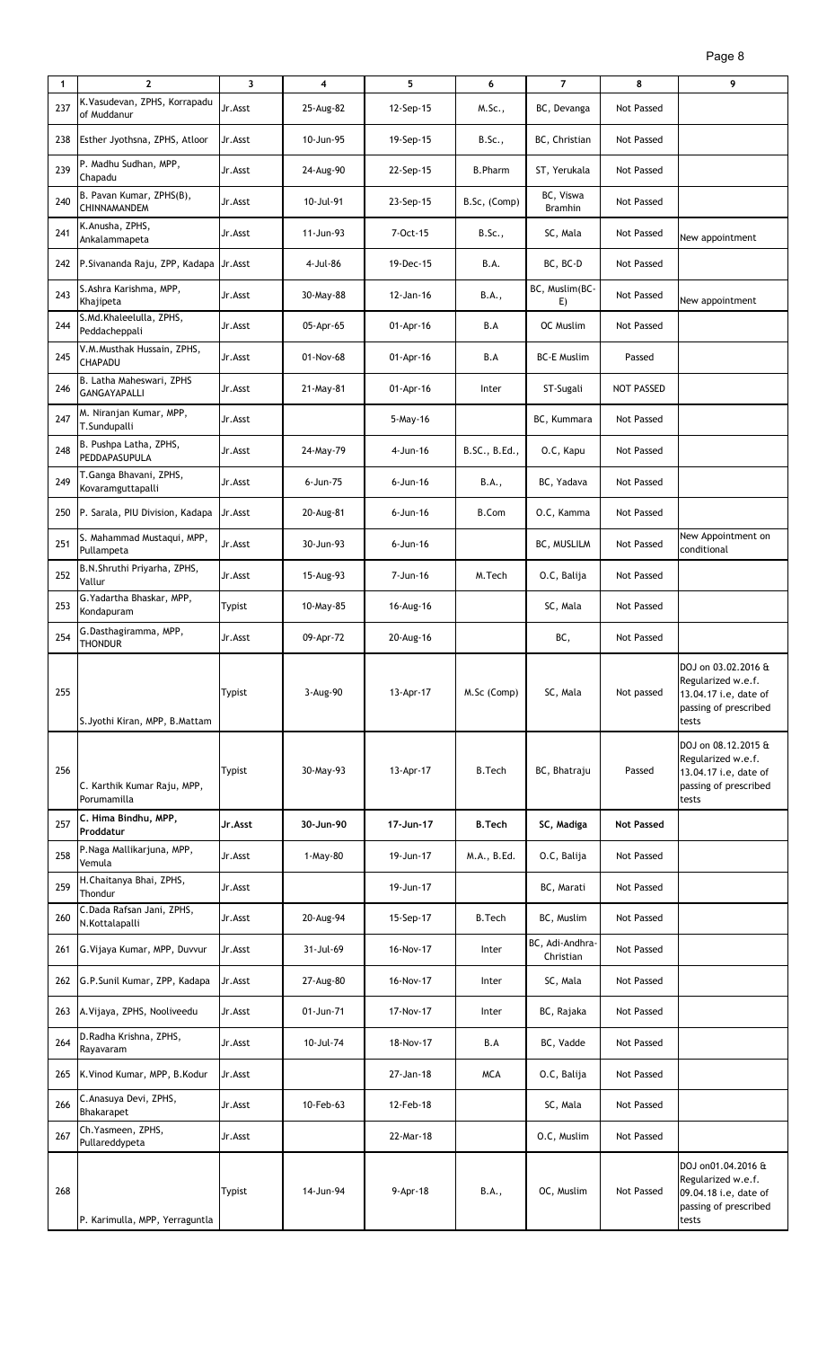| 1 | 2 | 3 | 4 | 5 | 6 | 7 | 8 | 9 |
|---|---|---|---|---|---|---|---|---|
| 237 | K.Vasudevan, ZPHS, Korrapadu of Muddanur | Jr.Asst | 25-Aug-82 | 12-Sep-15 | M.Sc., | BC, Devanga | Not Passed | |
| 238 | Esther Jyothsna, ZPHS, Atloor | Jr.Asst | 10-Jun-95 | 19-Sep-15 | B.Sc., | BC, Christian | Not Passed | |
| 239 | P. Madhu Sudhan, MPP, Chapadu | Jr.Asst | 24-Aug-90 | 22-Sep-15 | B.Pharm | ST, Yerukala | Not Passed | |
| 240 | B. Pavan Kumar, ZPHS(B), CHINNAMANDEM | Jr.Asst | 10-Jul-91 | 23-Sep-15 | B.Sc, (Comp) | BC, Viswa Bramhin | Not Passed | |
| 241 | K.Anusha, ZPHS, Ankalammapeta | Jr.Asst | 11-Jun-93 | 7-Oct-15 | B.Sc., | SC, Mala | Not Passed | New appointment |
| 242 | P.Sivananda Raju, ZPP, Kadapa | Jr.Asst | 4-Jul-86 | 19-Dec-15 | B.A. | BC, BC-D | Not Passed | |
| 243 | S.Ashra Karishma, MPP, Khajipeta | Jr.Asst | 30-May-88 | 12-Jan-16 | B.A., | BC, Muslim(BC-E) | Not Passed | New appointment |
| 244 | S.Md.Khaleelulla, ZPHS, Peddacheppali | Jr.Asst | 05-Apr-65 | 01-Apr-16 | B.A | OC Muslim | Not Passed | |
| 245 | V.M.Musthak Hussain, ZPHS, CHAPADU | Jr.Asst | 01-Nov-68 | 01-Apr-16 | B.A | BC-E Muslim | Passed | |
| 246 | B. Latha Maheswari, ZPHS GANGAYAPALLI | Jr.Asst | 21-May-81 | 01-Apr-16 | Inter | ST-Sugali | NOT PASSED | |
| 247 | M. Niranjan Kumar, MPP, T.Sundupalli | Jr.Asst | | 5-May-16 | | BC, Kummara | Not Passed | |
| 248 | B. Pushpa Latha, ZPHS, PEDDAPASUPULA | Jr.Asst | 24-May-79 | 4-Jun-16 | B.SC., B.Ed., | O.C, Kapu | Not Passed | |
| 249 | T.Ganga Bhavani, ZPHS, Kovaramguttapalli | Jr.Asst | 6-Jun-75 | 6-Jun-16 | B.A., | BC, Yadava | Not Passed | |
| 250 | P. Sarala, PIU Division, Kadapa | Jr.Asst | 20-Aug-81 | 6-Jun-16 | B.Com | O.C, Kamma | Not Passed | |
| 251 | S. Mahammad Mustaqui, MPP, Pullampeta | Jr.Asst | 30-Jun-93 | 6-Jun-16 | | BC, MUSLILM | Not Passed | New Appointment on conditional |
| 252 | B.N.Shruthi Priyarha, ZPHS, Vallur | Jr.Asst | 15-Aug-93 | 7-Jun-16 | M.Tech | O.C, Balija | Not Passed | |
| 253 | G.Yadartha Bhaskar, MPP, Kondapuram | Typist | 10-May-85 | 16-Aug-16 | | SC, Mala | Not Passed | |
| 254 | G.Dasthagiramma, MPP, THONDUR | Jr.Asst | 09-Apr-72 | 20-Aug-16 | | BC, | Not Passed | |
| 255 | S.Jyothi Kiran, MPP, B.Mattam | Typist | 3-Aug-90 | 13-Apr-17 | M.Sc (Comp) | SC, Mala | Not passed | DOJ on 03.02.2016 & Regularized w.e.f. 13.04.17 i.e, date of passing of prescribed tests |
| 256 | C. Karthik Kumar Raju, MPP, Porumamilla | Typist | 30-May-93 | 13-Apr-17 | B.Tech | BC, Bhatraju | Passed | DOJ on 08.12.2015 & Regularized w.e.f. 13.04.17 i.e, date of passing of prescribed tests |
| **257** | **C. Hima Bindhu, MPP, Proddatur** | **Jr.Asst** | **30-Jun-90** | **17-Jun-17** | **B.Tech** | **SC, Madiga** | **Not Passed** | |
| 258 | P.Naga Mallikarjuna, MPP, Vemula | Jr.Asst | 1-May-80 | 19-Jun-17 | M.A., B.Ed. | O.C, Balija | Not Passed | |
| 259 | H.Chaitanya Bhai, ZPHS, Thondur | Jr.Asst | | 19-Jun-17 | | BC, Marati | Not Passed | |
| 260 | C.Dada Rafsan Jani, ZPHS, N.Kottalapalli | Jr.Asst | 20-Aug-94 | 15-Sep-17 | B.Tech | BC, Muslim | Not Passed | |
| 261 | G.Vijaya Kumar, MPP, Duvvur | Jr.Asst | 31-Jul-69 | 16-Nov-17 | Inter | BC, Adi-Andhra-Christian | Not Passed | |
| 262 | G.P.Sunil Kumar, ZPP, Kadapa | Jr.Asst | 27-Aug-80 | 16-Nov-17 | Inter | SC, Mala | Not Passed | |
| 263 | A.Vijaya, ZPHS, Nooliveedu | Jr.Asst | 01-Jun-71 | 17-Nov-17 | Inter | BC, Rajaka | Not Passed | |
| 264 | D.Radha Krishna, ZPHS, Rayavaram | Jr.Asst | 10-Jul-74 | 18-Nov-17 | B.A | BC, Vadde | Not Passed | |
| 265 | K.Vinod Kumar, MPP, B.Kodur | Jr.Asst | | 27-Jan-18 | MCA | O.C, Balija | Not Passed | |
| 266 | C.Anasuya Devi, ZPHS, Bhakarapet | Jr.Asst | 10-Feb-63 | 12-Feb-18 | | SC, Mala | Not Passed | |
| 267 | Ch.Yasmeen, ZPHS, Pullareddypeta | Jr.Asst | | 22-Mar-18 | | O.C, Muslim | Not Passed | |
| 268 | P. Karimulla, MPP, Yerraguntla | Typist | 14-Jun-94 | 9-Apr-18 | B.A., | OC, Muslim | Not Passed | DOJ on01.04.2016 & Regularized w.e.f. 09.04.18 i.e, date of passing of prescribed tests |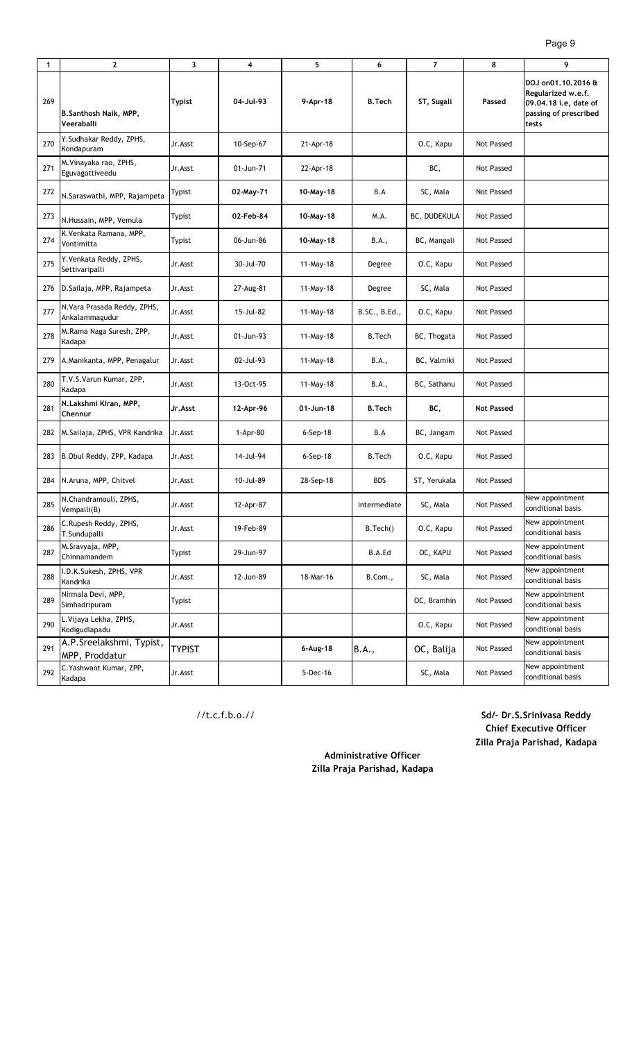| 1 | 2 | 3 | 4 | 5 | 6 | 7 | 8 | 9 |
|---|---|---|---|---|---|---|---|---|
| 269 | **B.Santhosh Naik, MPP, Veeraballi** | **Typist** | **04-Jul-93** | **9-Apr-18** | **B.Tech** | **ST, Sugali** | **Passed** | **DOJ on01.10.2016 & Regularized w.e.f. 09.04.18 i.e, date of passing of prescribed tests** |
| 270 | Y.Sudhakar Reddy, ZPHS, Kondapuram | Jr.Asst | 10-Sep-67 | 21-Apr-18 | | O.C, Kapu | Not Passed | |
| 271 | M.Vinayaka rao, ZPHS, Eguvagottiveedu | Jr.Asst | 01-Jun-71 | 22-Apr-18 | | BC, | Not Passed | |
| 272 | N.Saraswathi, MPP, Rajampeta | Typist | **02-May-71** | **10-May-18** | B.A | SC, Mala | Not Passed | |
| 273 | N.Hussain, MPP, Vemula | Typist | **02-Feb-84** | **10-May-18** | M.A. | BC, DUDEKULA | Not Passed | |
| 274 | K.Venkata Ramana, MPP, Vontimitta | Typist | 06-Jun-86 | **10-May-18** | B.A., | BC, Mangali | Not Passed | |
| 275 | Y.Venkata Reddy, ZPHS, Settivaripalli | Jr.Asst | 30-Jul-70 | 11-May-18 | Degree | O.C, Kapu | Not Passed | |
| 276 | D.Sailaja, MPP, Rajampeta | Jr.Asst | 27-Aug-81 | 11-May-18 | Degree | SC, Mala | Not Passed | |
| 277 | N.Vara Prasada Reddy, ZPHS, Ankalammagudur | Jr.Asst | 15-Jul-82 | 11-May-18 | B.SC., B.Ed., | O.C, Kapu | Not Passed | |
| 278 | M.Rama Naga Suresh, ZPP, Kadapa | Jr.Asst | 01-Jun-93 | 11-May-18 | B.Tech | BC, Thogata | Not Passed | |
| 279 | A.Manikanta, MPP, Penagalur | Jr.Asst | 02-Jul-93 | 11-May-18 | B.A., | BC, Valmiki | Not Passed | |
| 280 | T.V.S.Varun Kumar, ZPP, Kadapa | Jr.Asst | 13-Oct-95 | 11-May-18 | B.A., | BC, Sathanu | Not Passed | |
| 281 | **N.Lakshmi Kiran, MPP, Chennur** | **Jr.Asst** | **12-Apr-96** | **01-Jun-18** | **B.Tech** | **BC,** | **Not Passed** | |
| 282 | M.Sailaja, ZPHS, VPR Kandrika | Jr.Asst | 1-Apr-80 | 6-Sep-18 | B.A | BC, Jangam | Not Passed | |
| 283 | B.Obul Reddy, ZPP, Kadapa | Jr.Asst | 14-Jul-94 | 6-Sep-18 | B.Tech | O.C, Kapu | Not Passed | |
| 284 | N.Aruna, MPP, Chitvel | Jr.Asst | 10-Jul-89 | 28-Sep-18 | BDS | ST, Yerukala | Not Passed | |
| 285 | N.Chandramouli, ZPHS, Vempalli(B) | Jr.Asst | 12-Apr-87 | | Intermediate | SC, Mala | Not Passed | New appointment conditional basis |
| 286 | C.Rupesh Reddy, ZPHS, T.Sundupalli | Jr.Asst | 19-Feb-89 | | B.Tech() | O.C, Kapu | Not Passed | New appointment conditional basis |
| 287 | M.Sravyaja, MPP, Chinnamandem | Typist | 29-Jun-97 | | B.A.Ed | OC, KAPU | Not Passed | New appointment conditional basis |
| 288 | I.D.K.Sukesh, ZPHS, VPR Kandrika | Jr.Asst | 12-Jun-89 | 18-Mar-16 | B.Com., | SC, Mala | Not Passed | New appointment conditional basis |
| 289 | Nirmala Devi, MPP, Simhadripuram | Typist | | | | OC, Bramhin | Not Passed | New appointment conditional basis |
| 290 | L.Vijaya Lekha, ZPHS, Kodigudlapadu | Jr.Asst | | | | O.C, Kapu | Not Passed | New appointment conditional basis |
| 291 | A.P.Sreelakshmi, Typist, MPP, Proddatur | TYPIST | | 6-Aug-18 | B.A., | OC, Balija | Not Passed | New appointment conditional basis |
| 292 | C.Yashwant Kumar, ZPP, Kadapa | Jr.Asst | | 5-Dec-16 | | SC, Mala | Not Passed | New appointment conditional basis |

//t.c.f.b.o.//

**Sd/- Dr.S.Srinivasa Reddy**
**Chief Executive Officer**
**Zilla Praja Parishad, Kadapa**

**Administrative Officer**
**Zilla Praja Parishad, Kadapa**